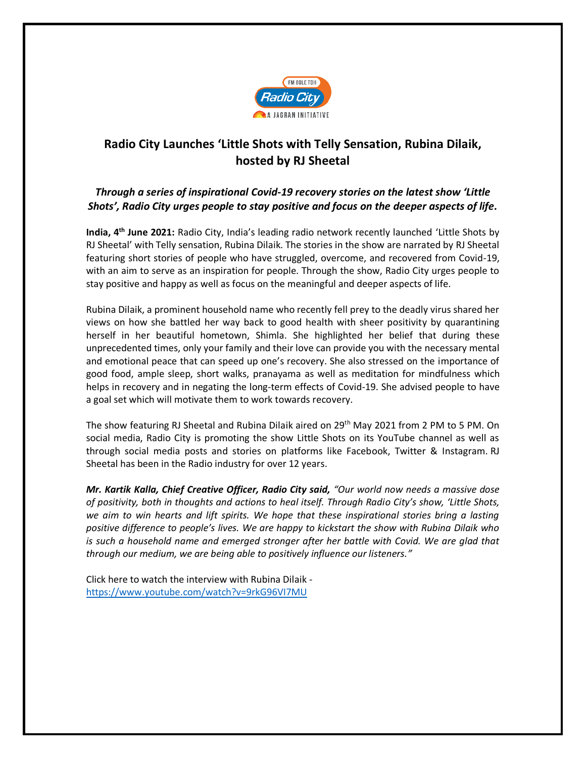# Radio City Launches 'Little Shots with Telly Sensation, Rubina Dilaik, hosted by RJ Sheetal

***Through a series of inspirational Covid-19 recovery stories on the latest show 'Little Shots', Radio City urges people to stay positive and focus on the deeper aspects of life.***

**India, 4th June 2021:** Radio City, India's leading radio network recently launched 'Little Shots by RJ Sheetal' with Telly sensation, Rubina Dilaik. The stories in the show are narrated by RJ Sheetal featuring short stories of people who have struggled, overcome, and recovered from Covid-19, with an aim to serve as an inspiration for people. Through the show, Radio City urges people to stay positive and happy as well as focus on the meaningful and deeper aspects of life.

Rubina Dilaik, a prominent household name who recently fell prey to the deadly virus shared her views on how she battled her way back to good health with sheer positivity by quarantining herself in her beautiful hometown, Shimla. She highlighted her belief that during these unprecedented times, only your family and their love can provide you with the necessary mental and emotional peace that can speed up one's recovery. She also stressed on the importance of good food, ample sleep, short walks, pranayama as well as meditation for mindfulness which helps in recovery and in negating the long-term effects of Covid-19. She advised people to have a goal set which will motivate them to work towards recovery.

The show featuring RJ Sheetal and Rubina Dilaik aired on 29th May 2021 from 2 PM to 5 PM. On social media, Radio City is promoting the show Little Shots on its YouTube channel as well as through social media posts and stories on platforms like Facebook, Twitter & Instagram. RJ Sheetal has been in the Radio industry for over 12 years.

***Mr. Kartik Kalla, Chief Creative Officer, Radio City said,*** *"Our world now needs a massive dose of positivity, both in thoughts and actions to heal itself. Through Radio City's show, 'Little Shots, we aim to win hearts and lift spirits. We hope that these inspirational stories bring a lasting positive difference to people's lives. We are happy to kickstart the show with Rubina Dilaik who is such a household name and emerged stronger after her battle with Covid. We are glad that through our medium, we are being able to positively influence our listeners."*

Click here to watch the interview with Rubina Dilaik -
https://www.youtube.com/watch?v=9rkG96VI7MU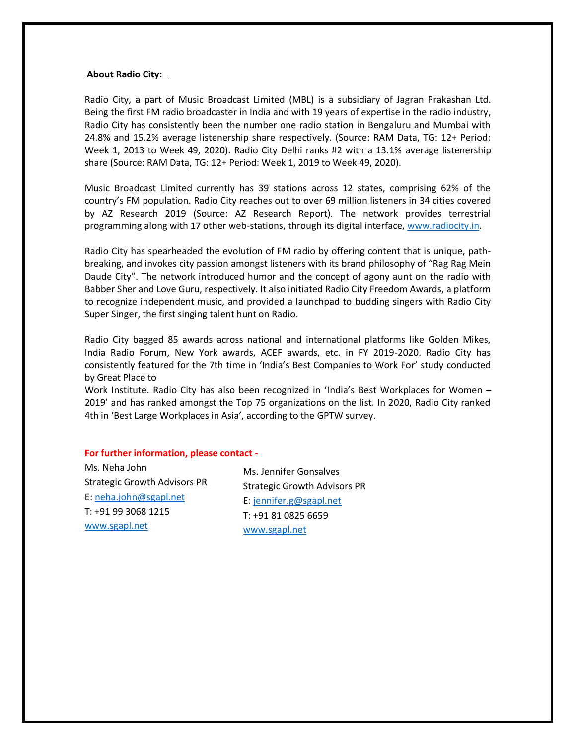**About Radio City:**

Radio City, a part of Music Broadcast Limited (MBL) is a subsidiary of Jagran Prakashan Ltd. Being the first FM radio broadcaster in India and with 19 years of expertise in the radio industry, Radio City has consistently been the number one radio station in Bengaluru and Mumbai with 24.8% and 15.2% average listenership share respectively. (Source: RAM Data, TG: 12+ Period: Week 1, 2013 to Week 49, 2020). Radio City Delhi ranks #2 with a 13.1% average listenership share (Source: RAM Data, TG: 12+ Period: Week 1, 2019 to Week 49, 2020).

Music Broadcast Limited currently has 39 stations across 12 states, comprising 62% of the country's FM population. Radio City reaches out to over 69 million listeners in 34 cities covered by AZ Research 2019 (Source: AZ Research Report). The network provides terrestrial programming along with 17 other web-stations, through its digital interface, www.radiocity.in.

Radio City has spearheaded the evolution of FM radio by offering content that is unique, path-breaking, and invokes city passion amongst listeners with its brand philosophy of "Rag Rag Mein Daude City". The network introduced humor and the concept of agony aunt on the radio with Babber Sher and Love Guru, respectively. It also initiated Radio City Freedom Awards, a platform to recognize independent music, and provided a launchpad to budding singers with Radio City Super Singer, the first singing talent hunt on Radio.

Radio City bagged 85 awards across national and international platforms like Golden Mikes, India Radio Forum, New York awards, ACEF awards, etc. in FY 2019-2020. Radio City has consistently featured for the 7th time in 'India's Best Companies to Work For' study conducted by Great Place to Work Institute. Radio City has also been recognized in 'India's Best Workplaces for Women – 2019' and has ranked amongst the Top 75 organizations on the list. In 2020, Radio City ranked 4th in 'Best Large Workplaces in Asia', according to the GPTW survey.

**For further information, please contact -**

Ms. Neha John
Strategic Growth Advisors PR
E: neha.john@sgapl.net
T: +91 99 3068 1215
www.sgapl.net

Ms. Jennifer Gonsalves
Strategic Growth Advisors PR
E: jennifer.g@sgapl.net
T: +91 81 0825 6659
www.sgapl.net